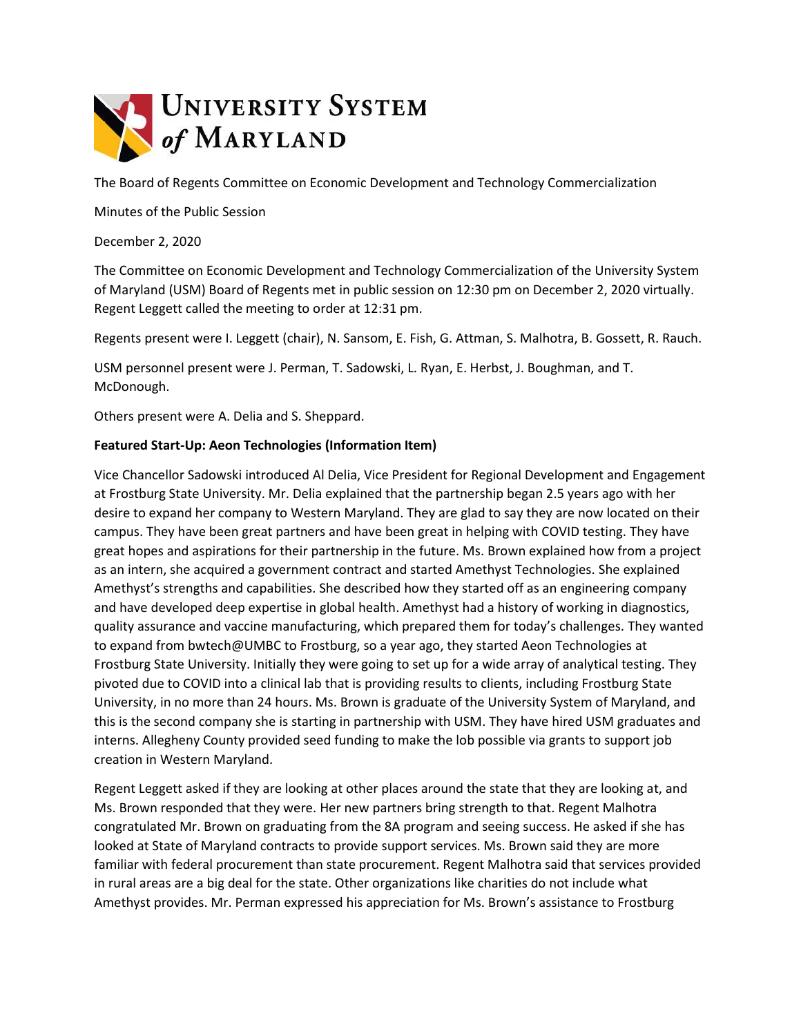The Board of Regents Committee on Economic Development and Technology Commercialization

Minutes of the Public Session

December 2, 2020

The Committee on Economic Development and Technology Commercialization of the University System of Maryland (USM) Board of Regents met in public session on 12:30 pm on December 2, 2020 virtually. Regent Leggett called the meeting to order at 12:31 pm.

Regents present were I. Leggett (chair), N. Sansom, E. Fish, G. Attman, S. Malhotra, B. Gossett, R. Rauch.

USM personnel present were J. Perman, T. Sadowski, L. Ryan, E. Herbst, J. Boughman, and T. McDonough.

Others present were A. Delia and S. Sheppard.

**Featured Start-Up: Aeon Technologies (Information Item)**

Vice Chancellor Sadowski introduced Al Delia, Vice President for Regional Development and Engagement at Frostburg State University. Mr. Delia explained that the partnership began 2.5 years ago with her desire to expand her company to Western Maryland. They are glad to say they are now located on their campus. They have been great partners and have been great in helping with COVID testing. They have great hopes and aspirations for their partnership in the future. Ms. Brown explained how from a project as an intern, she acquired a government contract and started Amethyst Technologies. She explained Amethyst's strengths and capabilities. She described how they started off as an engineering company and have developed deep expertise in global health. Amethyst had a history of working in diagnostics, quality assurance and vaccine manufacturing, which prepared them for today's challenges. They wanted to expand from bwtech@UMBC to Frostburg, so a year ago, they started Aeon Technologies at Frostburg State University. Initially they were going to set up for a wide array of analytical testing. They pivoted due to COVID into a clinical lab that is providing results to clients, including Frostburg State University, in no more than 24 hours. Ms. Brown is graduate of the University System of Maryland, and this is the second company she is starting in partnership with USM. They have hired USM graduates and interns. Allegheny County provided seed funding to make the lob possible via grants to support job creation in Western Maryland.

Regent Leggett asked if they are looking at other places around the state that they are looking at, and Ms. Brown responded that they were. Her new partners bring strength to that. Regent Malhotra congratulated Mr. Brown on graduating from the 8A program and seeing success. He asked if she has looked at State of Maryland contracts to provide support services. Ms. Brown said they are more familiar with federal procurement than state procurement. Regent Malhotra said that services provided in rural areas are a big deal for the state. Other organizations like charities do not include what Amethyst provides. Mr. Perman expressed his appreciation for Ms. Brown's assistance to Frostburg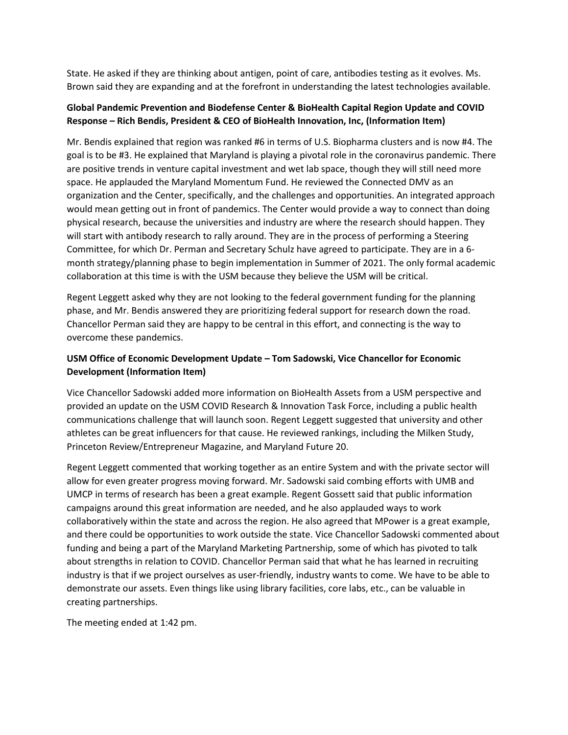State. He asked if they are thinking about antigen, point of care, antibodies testing as it evolves. Ms. Brown said they are expanding and at the forefront in understanding the latest technologies available.

**Global Pandemic Prevention and Biodefense Center & BioHealth Capital Region Update and COVID Response – Rich Bendis, President & CEO of BioHealth Innovation, Inc, (Information Item)**

Mr. Bendis explained that region was ranked #6 in terms of U.S. Biopharma clusters and is now #4. The goal is to be #3. He explained that Maryland is playing a pivotal role in the coronavirus pandemic. There are positive trends in venture capital investment and wet lab space, though they will still need more space. He applauded the Maryland Momentum Fund. He reviewed the Connected DMV as an organization and the Center, specifically, and the challenges and opportunities. An integrated approach would mean getting out in front of pandemics. The Center would provide a way to connect than doing physical research, because the universities and industry are where the research should happen. They will start with antibody research to rally around. They are in the process of performing a Steering Committee, for which Dr. Perman and Secretary Schulz have agreed to participate. They are in a 6-month strategy/planning phase to begin implementation in Summer of 2021. The only formal academic collaboration at this time is with the USM because they believe the USM will be critical.

Regent Leggett asked why they are not looking to the federal government funding for the planning phase, and Mr. Bendis answered they are prioritizing federal support for research down the road. Chancellor Perman said they are happy to be central in this effort, and connecting is the way to overcome these pandemics.

**USM Office of Economic Development Update – Tom Sadowski, Vice Chancellor for Economic Development (Information Item)**

Vice Chancellor Sadowski added more information on BioHealth Assets from a USM perspective and provided an update on the USM COVID Research & Innovation Task Force, including a public health communications challenge that will launch soon. Regent Leggett suggested that university and other athletes can be great influencers for that cause. He reviewed rankings, including the Milken Study, Princeton Review/Entrepreneur Magazine, and Maryland Future 20.

Regent Leggett commented that working together as an entire System and with the private sector will allow for even greater progress moving forward. Mr. Sadowski said combing efforts with UMB and UMCP in terms of research has been a great example. Regent Gossett said that public information campaigns around this great information are needed, and he also applauded ways to work collaboratively within the state and across the region. He also agreed that MPower is a great example, and there could be opportunities to work outside the state. Vice Chancellor Sadowski commented about funding and being a part of the Maryland Marketing Partnership, some of which has pivoted to talk about strengths in relation to COVID. Chancellor Perman said that what he has learned in recruiting industry is that if we project ourselves as user-friendly, industry wants to come. We have to be able to demonstrate our assets. Even things like using library facilities, core labs, etc., can be valuable in creating partnerships.

The meeting ended at 1:42 pm.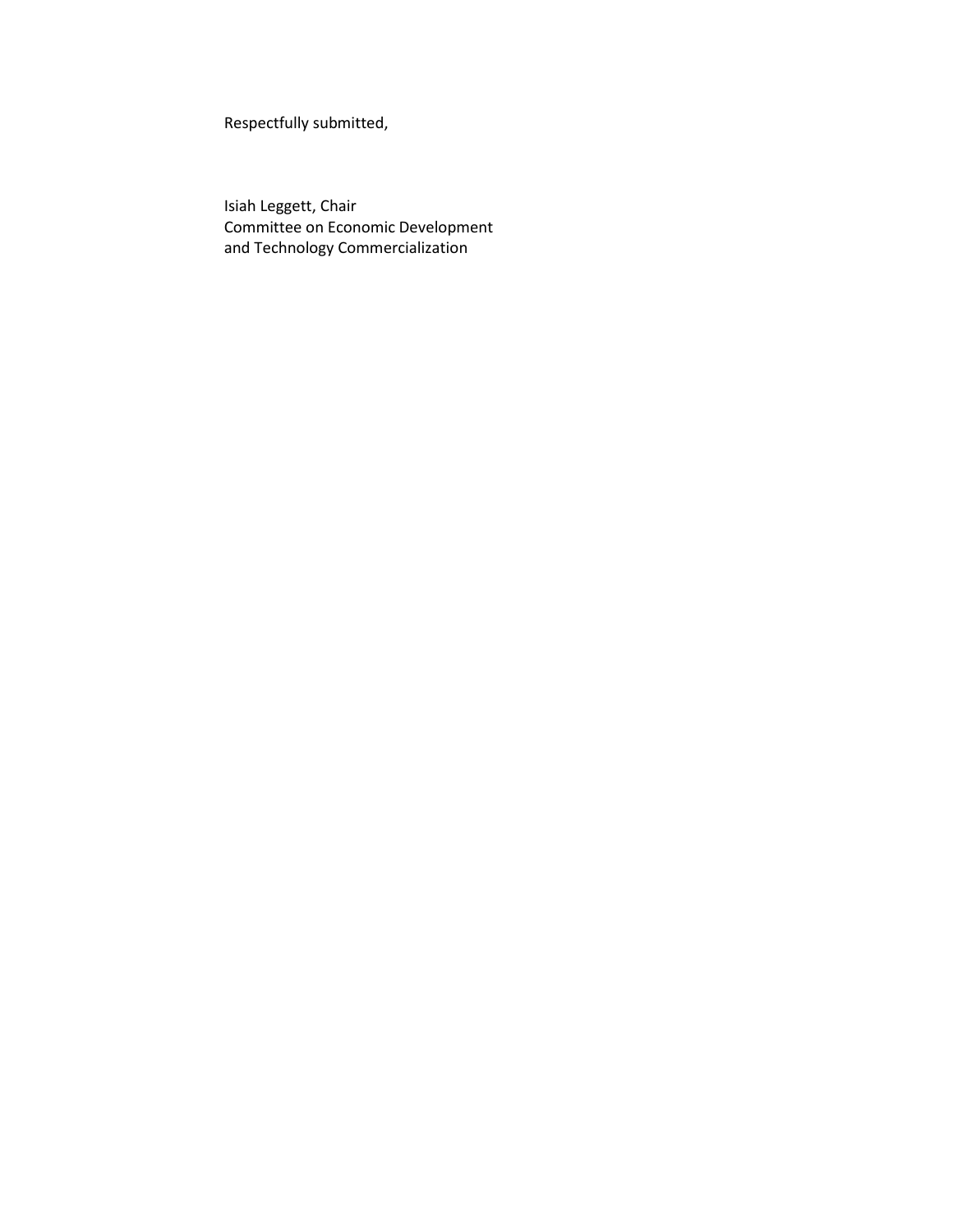Respectfully submitted,

Isiah Leggett, Chair
Committee on Economic Development
and Technology Commercialization